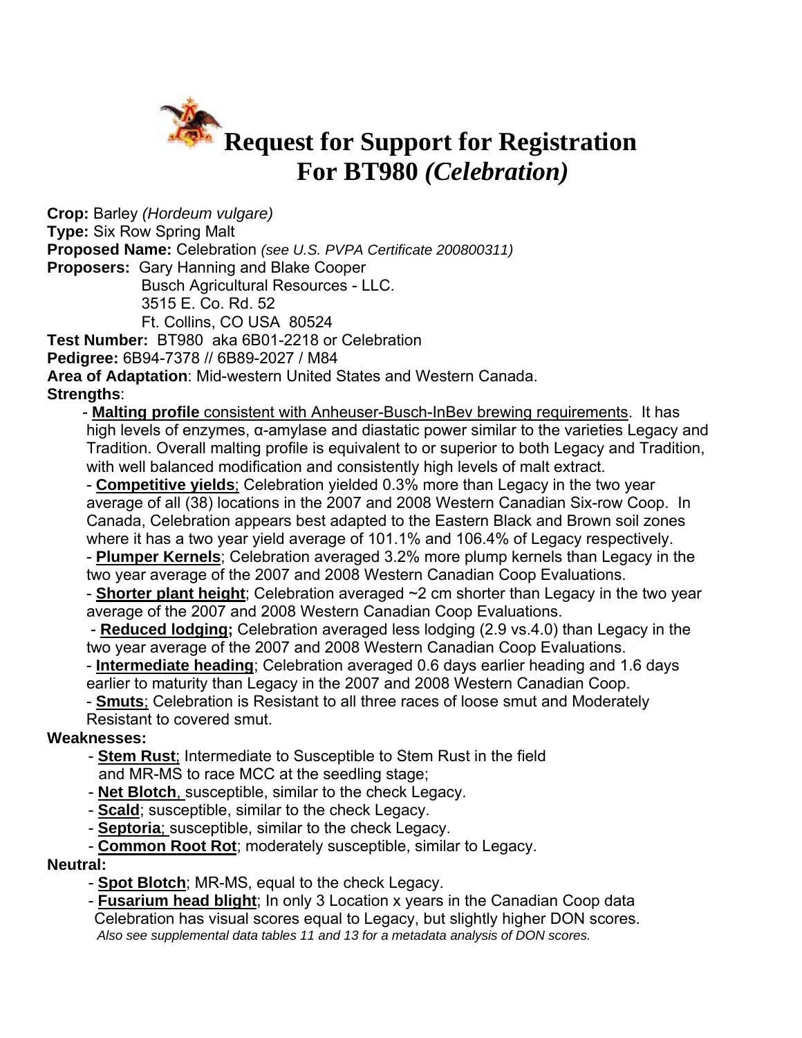# Request for Support for Registration For BT980 *(Celebration)*

**Crop:** Barley *(Hordeum vulgare)*
**Type:** Six Row Spring Malt
**Proposed Name:** Celebration *(see U.S. PVPA Certificate 200800311)*
**Proposers:** Gary Hanning and Blake Cooper
Busch Agricultural Resources - LLC.
3515 E. Co. Rd. 52
Ft. Collins, CO USA 80524
**Test Number:** BT980 aka 6B01-2218 or Celebration
**Pedigree:** 6B94-7378 // 6B89-2027 / M84
**Area of Adaptation**: Mid-western United States and Western Canada.
**Strengths**:

- **Malting profile** consistent with Anheuser-Busch-InBev brewing requirements. It has high levels of enzymes, α-amylase and diastatic power similar to the varieties Legacy and Tradition. Overall malting profile is equivalent to or superior to both Legacy and Tradition, with well balanced modification and consistently high levels of malt extract.
- **Competitive yields**; Celebration yielded 0.3% more than Legacy in the two year average of all (38) locations in the 2007 and 2008 Western Canadian Six-row Coop. In Canada, Celebration appears best adapted to the Eastern Black and Brown soil zones where it has a two year yield average of 101.1% and 106.4% of Legacy respectively.
- **Plumper Kernels**; Celebration averaged 3.2% more plump kernels than Legacy in the two year average of the 2007 and 2008 Western Canadian Coop Evaluations.
- **Shorter plant height**; Celebration averaged ~2 cm shorter than Legacy in the two year average of the 2007 and 2008 Western Canadian Coop Evaluations.
- **Reduced lodging;** Celebration averaged less lodging (2.9 vs.4.0) than Legacy in the two year average of the 2007 and 2008 Western Canadian Coop Evaluations.
- **Intermediate heading**; Celebration averaged 0.6 days earlier heading and 1.6 days earlier to maturity than Legacy in the 2007 and 2008 Western Canadian Coop.
- **Smuts**; Celebration is Resistant to all three races of loose smut and Moderately Resistant to covered smut.

**Weaknesses:**

- **Stem Rust**; Intermediate to Susceptible to Stem Rust in the field and MR-MS to race MCC at the seedling stage;
- **Net Blotch**, susceptible, similar to the check Legacy.
- **Scald**; susceptible, similar to the check Legacy.
- **Septoria**; susceptible, similar to the check Legacy.
- **Common Root Rot**; moderately susceptible, similar to Legacy.

**Neutral:**

- **Spot Blotch**; MR-MS, equal to the check Legacy.
- **Fusarium head blight**; In only 3 Location x years in the Canadian Coop data Celebration has visual scores equal to Legacy, but slightly higher DON scores.
  *Also see supplemental data tables 11 and 13 for a metadata analysis of DON scores.*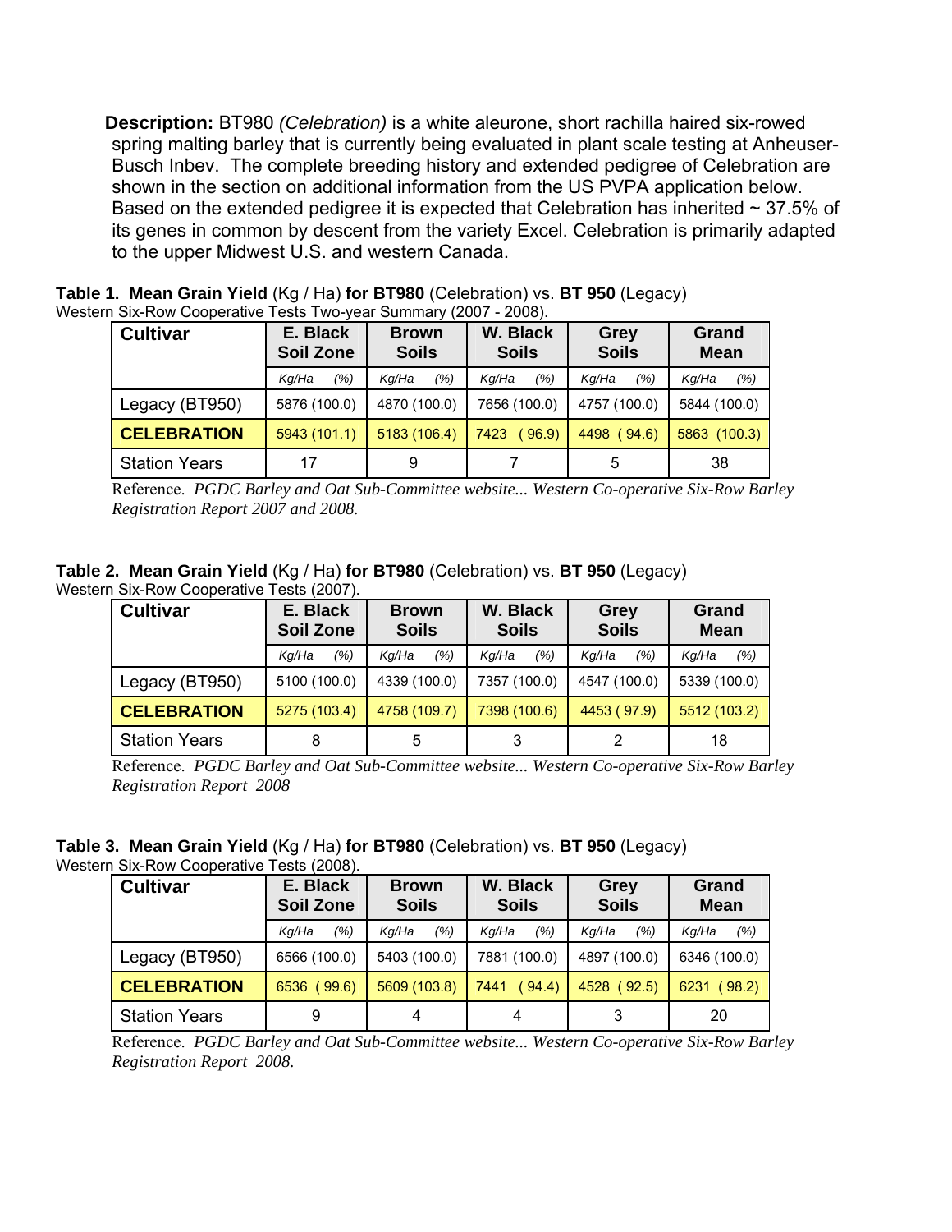**Description:** BT980 *(Celebration)* is a white aleurone, short rachilla haired six-rowed spring malting barley that is currently being evaluated in plant scale testing at Anheuser-Busch Inbev. The complete breeding history and extended pedigree of Celebration are shown in the section on additional information from the US PVPA application below. Based on the extended pedigree it is expected that Celebration has inherited ~ 37.5% of its genes in common by descent from the variety Excel. Celebration is primarily adapted to the upper Midwest U.S. and western Canada.

**Table 1. Mean Grain Yield** (Kg / Ha) **for BT980** (Celebration) vs. **BT 950** (Legacy)
Western Six-Row Cooperative Tests Two-year Summary (2007 - 2008).

| Cultivar | E. Black Soil Zone | Brown Soils | W. Black Soils | Grey Soils | Grand Mean |
|---|---|---|---|---|---|
| | *Kg/Ha (%)* | *Kg/Ha (%)* | *Kg/Ha (%)* | *Kg/Ha (%)* | *Kg/Ha (%)* |
| Legacy (BT950) | 5876 (100.0) | 4870 (100.0) | 7656 (100.0) | 4757 (100.0) | 5844 (100.0) |
| **CELEBRATION** | 5943 (101.1) | 5183 (106.4) | 7423 ( 96.9) | 4498 ( 94.6) | 5863 (100.3) |
| Station Years | 17 | 9 | 7 | 5 | 38 |

Reference. *PGDC Barley and Oat Sub-Committee website... Western Co-operative Six-Row Barley Registration Report 2007 and 2008.*

**Table 2. Mean Grain Yield** (Kg / Ha) **for BT980** (Celebration) vs. **BT 950** (Legacy)
Western Six-Row Cooperative Tests (2007).

| Cultivar | E. Black Soil Zone | Brown Soils | W. Black Soils | Grey Soils | Grand Mean |
|---|---|---|---|---|---|
| | *Kg/Ha (%)* | *Kg/Ha (%)* | *Kg/Ha (%)* | *Kg/Ha (%)* | *Kg/Ha (%)* |
| Legacy (BT950) | 5100 (100.0) | 4339 (100.0) | 7357 (100.0) | 4547 (100.0) | 5339 (100.0) |
| **CELEBRATION** | 5275 (103.4) | 4758 (109.7) | 7398 (100.6) | 4453 ( 97.9) | 5512 (103.2) |
| Station Years | 8 | 5 | 3 | 2 | 18 |

Reference. *PGDC Barley and Oat Sub-Committee website... Western Co-operative Six-Row Barley Registration Report 2008*

**Table 3. Mean Grain Yield** (Kg / Ha) **for BT980** (Celebration) vs. **BT 950** (Legacy)
Western Six-Row Cooperative Tests (2008).

| Cultivar | E. Black Soil Zone | Brown Soils | W. Black Soils | Grey Soils | Grand Mean |
|---|---|---|---|---|---|
| | *Kg/Ha (%)* | *Kg/Ha (%)* | *Kg/Ha (%)* | *Kg/Ha (%)* | *Kg/Ha (%)* |
| Legacy (BT950) | 6566 (100.0) | 5403 (100.0) | 7881 (100.0) | 4897 (100.0) | 6346 (100.0) |
| **CELEBRATION** | 6536 ( 99.6) | 5609 (103.8) | 7441 ( 94.4) | 4528 ( 92.5) | 6231 ( 98.2) |
| Station Years | 9 | 4 | 4 | 3 | 20 |

Reference. *PGDC Barley and Oat Sub-Committee website... Western Co-operative Six-Row Barley Registration Report 2008.*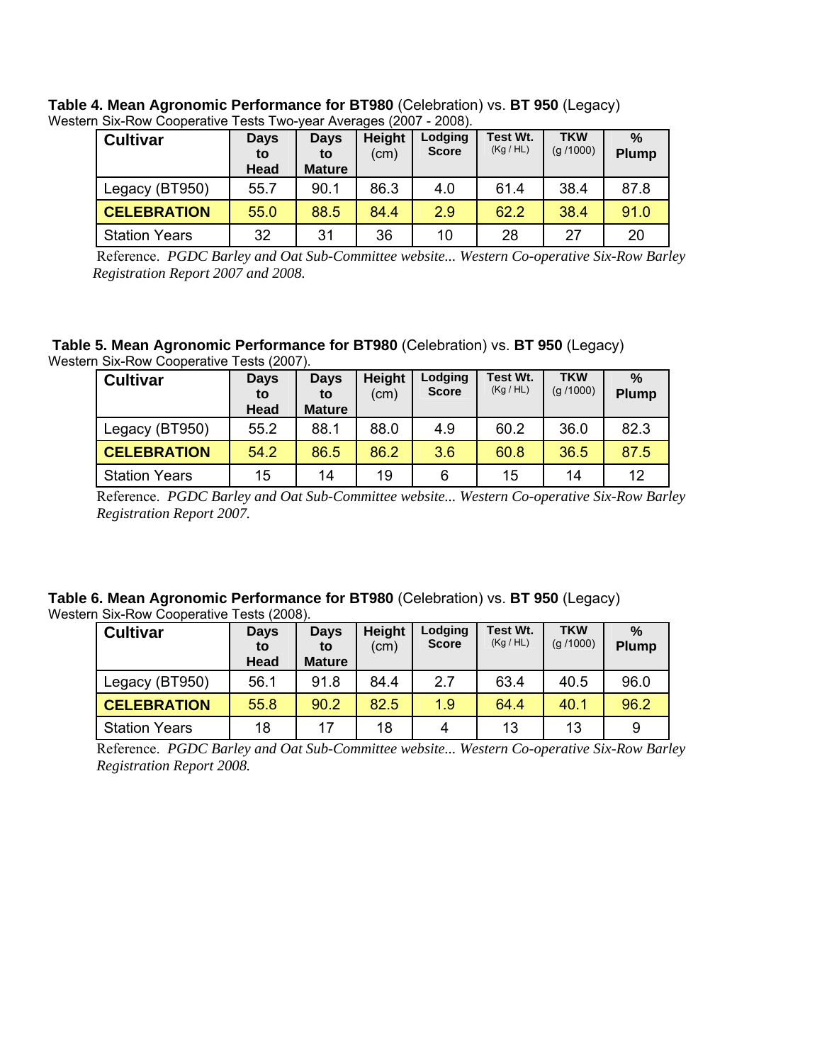**Table 4. Mean Agronomic Performance for BT980** (Celebration) vs. **BT 950** (Legacy)
Western Six-Row Cooperative Tests Two-year Averages (2007 - 2008).

| Cultivar | Days to Head | Days to Mature | Height (cm) | Lodging Score | Test Wt. (Kg / HL) | TKW (g /1000) | % Plump |
|---|---|---|---|---|---|---|---|
| Legacy (BT950) | 55.7 | 90.1 | 86.3 | 4.0 | 61.4 | 38.4 | 87.8 |
| **CELEBRATION** | 55.0 | 88.5 | 84.4 | 2.9 | 62.2 | 38.4 | 91.0 |
| Station Years | 32 | 31 | 36 | 10 | 28 | 27 | 20 |

Reference. *PGDC Barley and Oat Sub-Committee website... Western Co-operative Six-Row Barley Registration Report 2007 and 2008.*

**Table 5. Mean Agronomic Performance for BT980** (Celebration) vs. **BT 950** (Legacy)
Western Six-Row Cooperative Tests (2007).

| Cultivar | Days to Head | Days to Mature | Height (cm) | Lodging Score | Test Wt. (Kg / HL) | TKW (g /1000) | % Plump |
|---|---|---|---|---|---|---|---|
| Legacy (BT950) | 55.2 | 88.1 | 88.0 | 4.9 | 60.2 | 36.0 | 82.3 |
| **CELEBRATION** | 54.2 | 86.5 | 86.2 | 3.6 | 60.8 | 36.5 | 87.5 |
| Station Years | 15 | 14 | 19 | 6 | 15 | 14 | 12 |

Reference. *PGDC Barley and Oat Sub-Committee website... Western Co-operative Six-Row Barley Registration Report 2007.*

**Table 6. Mean Agronomic Performance for BT980** (Celebration) vs. **BT 950** (Legacy)
Western Six-Row Cooperative Tests (2008).

| Cultivar | Days to Head | Days to Mature | Height (cm) | Lodging Score | Test Wt. (Kg / HL) | TKW (g /1000) | % Plump |
|---|---|---|---|---|---|---|---|
| Legacy (BT950) | 56.1 | 91.8 | 84.4 | 2.7 | 63.4 | 40.5 | 96.0 |
| **CELEBRATION** | 55.8 | 90.2 | 82.5 | 1.9 | 64.4 | 40.1 | 96.2 |
| Station Years | 18 | 17 | 18 | 4 | 13 | 13 | 9 |

Reference. *PGDC Barley and Oat Sub-Committee website... Western Co-operative Six-Row Barley Registration Report 2008.*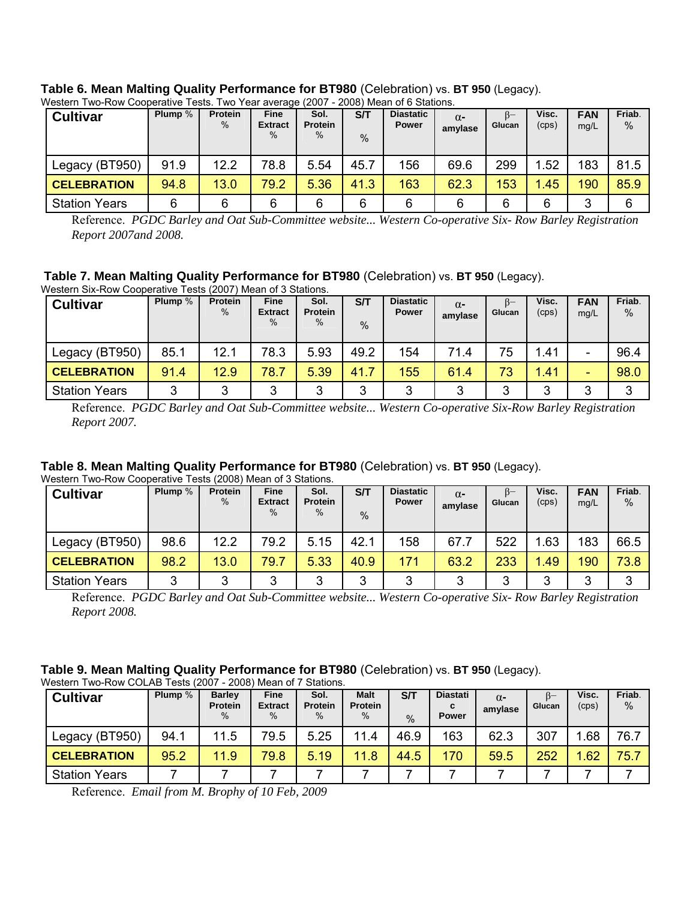**Table 6. Mean Malting Quality Performance for BT980** (Celebration) vs. **BT 950** (Legacy).

Western Two-Row Cooperative Tests. Two Year average (2007 - 2008) Mean of 6 Stations.

| Cultivar | Plump % | Protein % | Fine Extract % | Sol. Protein % | S/T % | Diastatic Power | α-amylase | β–Glucan | Visc. (cps) | FAN mg/L | Friab. % |
|---|---|---|---|---|---|---|---|---|---|---|---|
| Legacy (BT950) | 91.9 | 12.2 | 78.8 | 5.54 | 45.7 | 156 | 69.6 | 299 | 1.52 | 183 | 81.5 |
| **CELEBRATION** | 94.8 | 13.0 | 79.2 | 5.36 | 41.3 | 163 | 62.3 | 153 | 1.45 | 190 | 85.9 |
| Station Years | 6 | 6 | 6 | 6 | 6 | 6 | 6 | 6 | 6 | 3 | 6 |

Reference. *PGDC Barley and Oat Sub-Committee website... Western Co-operative Six- Row Barley Registration Report 2007and 2008.*

**Table 7. Mean Malting Quality Performance for BT980** (Celebration) vs. **BT 950** (Legacy).

Western Six-Row Cooperative Tests (2007) Mean of 3 Stations.

| Cultivar | Plump % | Protein % | Fine Extract % | Sol. Protein % | S/T % | Diastatic Power | α-amylase | β–Glucan | Visc. (cps) | FAN mg/L | Friab. % |
|---|---|---|---|---|---|---|---|---|---|---|---|
| Legacy (BT950) | 85.1 | 12.1 | 78.3 | 5.93 | 49.2 | 154 | 71.4 | 75 | 1.41 | - | 96.4 |
| **CELEBRATION** | 91.4 | 12.9 | 78.7 | 5.39 | 41.7 | 155 | 61.4 | 73 | 1.41 | - | 98.0 |
| Station Years | 3 | 3 | 3 | 3 | 3 | 3 | 3 | 3 | 3 | 3 | 3 |

Reference. *PGDC Barley and Oat Sub-Committee website... Western Co-operative Six-Row Barley Registration Report 2007.*

**Table 8. Mean Malting Quality Performance for BT980** (Celebration) vs. **BT 950** (Legacy).

Western Two-Row Cooperative Tests (2008) Mean of 3 Stations.

| Cultivar | Plump % | Protein % | Fine Extract % | Sol. Protein % | S/T % | Diastatic Power | α-amylase | β–Glucan | Visc. (cps) | FAN mg/L | Friab. % |
|---|---|---|---|---|---|---|---|---|---|---|---|
| Legacy (BT950) | 98.6 | 12.2 | 79.2 | 5.15 | 42.1 | 158 | 67.7 | 522 | 1.63 | 183 | 66.5 |
| **CELEBRATION** | 98.2 | 13.0 | 79.7 | 5.33 | 40.9 | 171 | 63.2 | 233 | 1.49 | 190 | 73.8 |
| Station Years | 3 | 3 | 3 | 3 | 3 | 3 | 3 | 3 | 3 | 3 | 3 |

Reference. *PGDC Barley and Oat Sub-Committee website... Western Co-operative Six- Row Barley Registration Report 2008.*

**Table 9. Mean Malting Quality Performance for BT980** (Celebration) vs. **BT 950** (Legacy).

Western Two-Row COLAB Tests (2007 - 2008) Mean of 7 Stations.

| Cultivar | Plump % | Barley Protein % | Fine Extract % | Sol. Protein % | Malt Protein % | S/T % | Diastatic Power | α-amylase | β–Glucan | Visc. (cps) | Friab. % |
|---|---|---|---|---|---|---|---|---|---|---|---|
| Legacy (BT950) | 94.1 | 11.5 | 79.5 | 5.25 | 11.4 | 46.9 | 163 | 62.3 | 307 | 1.68 | 76.7 |
| **CELEBRATION** | 95.2 | 11.9 | 79.8 | 5.19 | 11.8 | 44.5 | 170 | 59.5 | 252 | 1.62 | 75.7 |
| Station Years | 7 | 7 | 7 | 7 | 7 | 7 | 7 | 7 | 7 | 7 | 7 |

Reference. *Email from M. Brophy of 10 Feb, 2009*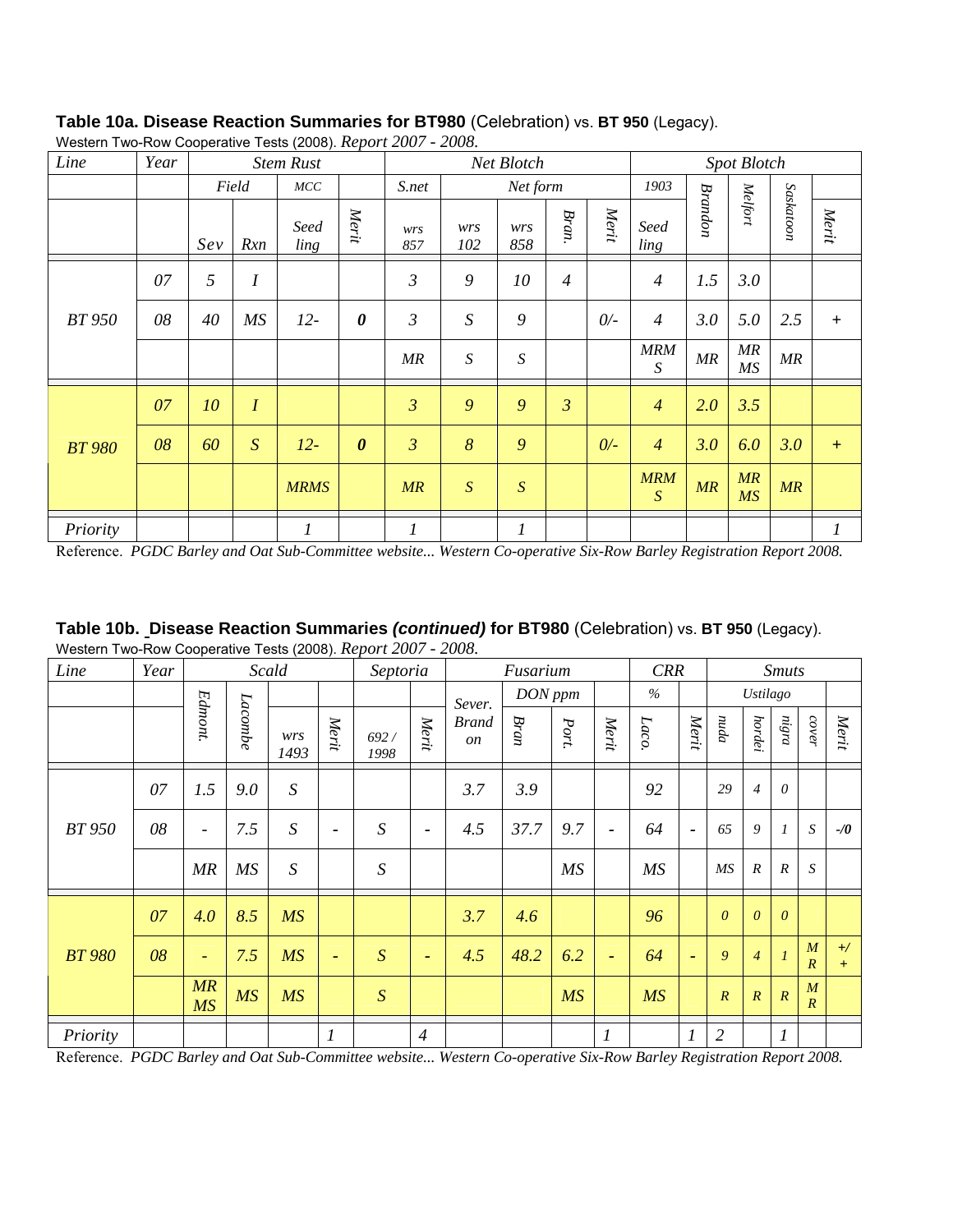**Table 10a. Disease Reaction Summaries for BT980** (Celebration) vs. **BT 950** (Legacy).
Western Two-Row Cooperative Tests (2008). *Report 2007 - 2008.*

| Line | Year | Stem Rust | | | | Net Blotch | | | | | Spot Blotch | | | | |
|---|---|---|---|---|---|---|---|---|---|---|---|---|---|---|---|
| | | Field | | MCC | | S.net | Net form | | | | 1903 | | | | |
| | | Sev | Rxn | Seed ling | Merit | wrs 857 | wrs 102 | wrs 858 | Bran. | Merit | Seed ling | Brandon | Melfort | Saskatoon | Merit |
| BT 950 | 07 | 5 | I | | | 3 | 9 | 10 | 4 | | 4 | 1.5 | 3.0 | | |
| | 08 | 40 | MS | 12- | 0 | 3 | S | 9 | | 0/- | 4 | 3.0 | 5.0 | 2.5 | + |
| | | | | | | MR | S | S | | | MRMS | MR | MR MS | MR | |
| BT 980 | 07 | 10 | I | | | 3 | 9 | 9 | 3 | | 4 | 2.0 | 3.5 | | |
| | 08 | 60 | S | 12- | 0 | 3 | 8 | 9 | | 0/- | 4 | 3.0 | 6.0 | 3.0 | + |
| | | | | MRMS | | MR | S | S | | | MRMS | MR | MR MS | MR | |
| Priority | | | | 1 | | 1 | | 1 | | | | | | | 1 |

Reference. *PGDC Barley and Oat Sub-Committee website... Western Co-operative Six-Row Barley Registration Report 2008.*

**Table 10b. Disease Reaction Summaries *(continued)* for BT980** (Celebration) vs. **BT 950** (Legacy).
Western Two-Row Cooperative Tests (2008). *Report 2007 - 2008.*

| Line | Year | Scald | | | | Septoria | | Fusarium | | | | CRR | | Smuts | | | | |
|---|---|---|---|---|---|---|---|---|---|---|---|---|---|---|---|---|---|---|
| | | | | | | | | Sever. | DON ppm | | | % | | Ustilago | | | | |
| | | Edmont. | Lacombe | wrs 1493 | Merit | 692 / 1998 | Merit | Brand on | Bran | Port. | Merit | Laco. | Merit | nuda | hordei | nigra | cover | Merit |
| BT 950 | 07 | 1.5 | 9.0 | S | | | | 3.7 | 3.9 | | | 92 | | 29 | 4 | 0 | | |
| | 08 | - | 7.5 | S | - | S | - | 4.5 | 37.7 | 9.7 | - | 64 | - | 65 | 9 | 1 | S | -/0 |
| | | MR | MS | S | | S | | | | MS | | MS | | MS | R | R | S | |
| BT 980 | 07 | 4.0 | 8.5 | MS | | | | 3.7 | 4.6 | | | 96 | | 0 | 0 | 0 | | |
| | 08 | - | 7.5 | MS | - | S | - | 4.5 | 48.2 | 6.2 | - | 64 | - | 9 | 4 | 1 | MR | +/+ |
| | | MR MS | MS | MS | | S | | | | MS | | MS | | R | R | R | MR | |
| Priority | | | | | 1 | | 4 | | | | 1 | | 1 | 2 | | 1 | | |

Reference. *PGDC Barley and Oat Sub-Committee website... Western Co-operative Six-Row Barley Registration Report 2008.*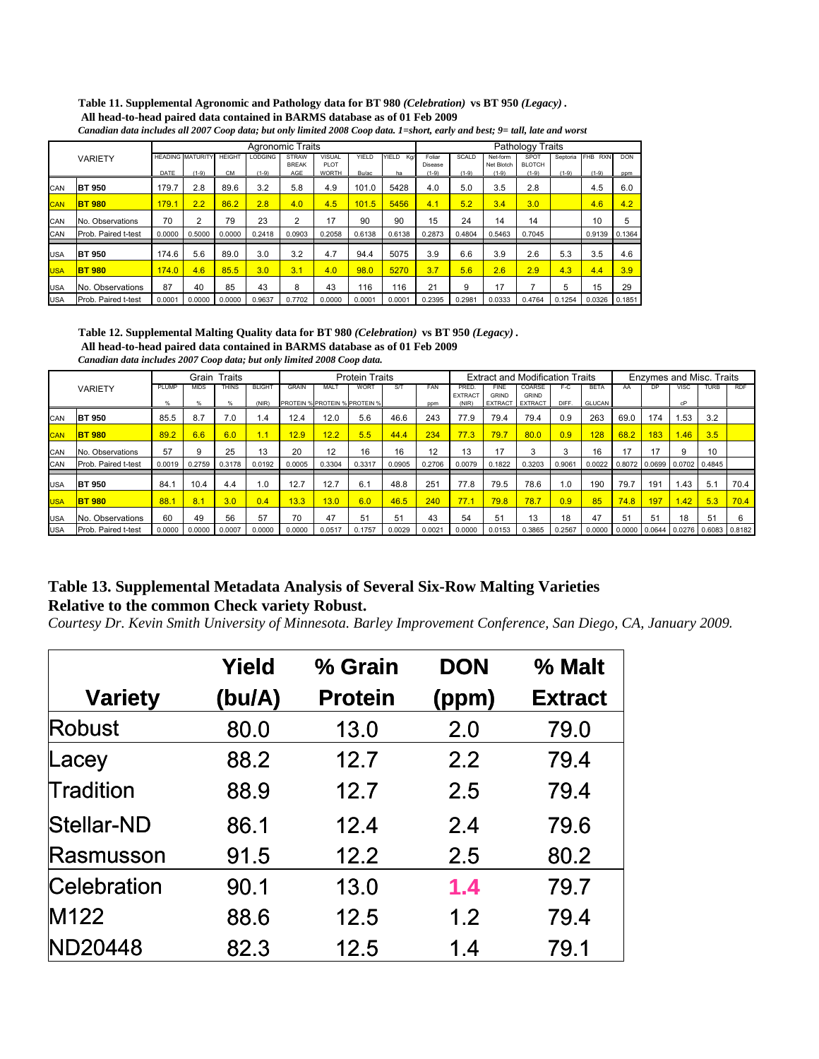**Table 11. Supplemental Agronomic and Pathology data for BT 980 *(Celebration)* vs BT 950 *(Legacy)*.**
**All head-to-head paired data contained in BARMS database as of 01 Feb 2009**
*Canadian data includes all 2007 Coop data; but only limited 2008 Coop data. 1=short, early and best; 9= tall, late and worst*

| | VARIETY | Agronomic Traits | | | | | | | | Pathology Traits | | | | | | |
|---|---|---|---|---|---|---|---|---|---|---|---|---|---|---|---|---|
| | | HEADING DATE | MATURITY (1-9) | HEIGHT CM | LODGING (1-9) | STRAW BREAK AGE | VISUAL PLOT WORTH | YIELD Bu/ac | YIELD Kg/ha | Foliar Disease (1-9) | SCALD (1-9) | Net-form Net Blotch (1-9) | SPOT BLOTCH (1-9) | Septoria (1-9) | FHB RXN (1-9) | DON ppm |
| CAN | **BT 950** | 179.7 | 2.8 | 89.6 | 3.2 | 5.8 | 4.9 | 101.0 | 5428 | 4.0 | 5.0 | 3.5 | 2.8 | | 4.5 | 6.0 |
| CAN | **BT 980** | 179.1 | 2.2 | 86.2 | 2.8 | 4.0 | 4.5 | 101.5 | 5456 | 4.1 | 5.2 | 3.4 | 3.0 | | 4.6 | 4.2 |
| CAN | No. Observations | 70 | 2 | 79 | 23 | 2 | 17 | 90 | 90 | 15 | 24 | 14 | 14 | | 10 | 5 |
| CAN | Prob. Paired t-test | 0.0000 | 0.5000 | 0.0000 | 0.2418 | 0.0903 | 0.2058 | 0.6138 | 0.6138 | 0.2873 | 0.4804 | 0.5463 | 0.7045 | | 0.9139 | 0.1364 |
| USA | **BT 950** | 174.6 | 5.6 | 89.0 | 3.0 | 3.2 | 4.7 | 94.4 | 5075 | 3.9 | 6.6 | 3.9 | 2.6 | 5.3 | 3.5 | 4.6 |
| USA | **BT 980** | 174.0 | 4.6 | 85.5 | 3.0 | 3.1 | 4.0 | 98.0 | 5270 | 3.7 | 5.6 | 2.6 | 2.9 | 4.3 | 4.4 | 3.9 |
| USA | No. Observations | 87 | 40 | 85 | 43 | 8 | 43 | 116 | 116 | 21 | 9 | 17 | 7 | 5 | 15 | 29 |
| USA | Prob. Paired t-test | 0.0001 | 0.0000 | 0.0000 | 0.9637 | 0.7702 | 0.0000 | 0.0001 | 0.0001 | 0.2395 | 0.2981 | 0.0333 | 0.4764 | 0.1254 | 0.0326 | 0.1851 |

**Table 12. Supplemental Malting Quality data for BT 980 *(Celebration)* vs BT 950 *(Legacy)*.**
**All head-to-head paired data contained in BARMS database as of 01 Feb 2009**
*Canadian data includes 2007 Coop data; but only limited 2008 Coop data.*

| | VARIETY | Grain Traits | | | | Protein Traits | | | | | Extract and Modification Traits | | | | | Enzymes and Misc. Traits | | | | |
|---|---|---|---|---|---|---|---|---|---|---|---|---|---|---|---|---|---|---|---|---|
| | | PLUMP % | MIDS % | THINS % | BLIGHT (NIR) | GRAIN PROTEIN % | MALT PROTEIN % | WORT PROTEIN % | S/T | FAN ppm | PRED. EXTRACT (NIR) | FINE GRIND EXTRACT | COARSE GRIND EXTRACT | F-C DIFF. | BETA GLUCAN | AA | DP | VISC cP | TURB | RDF |
| CAN | **BT 950** | 85.5 | 8.7 | 7.0 | 1.4 | 12.4 | 12.0 | 5.6 | 46.6 | 243 | 77.9 | 79.4 | 79.4 | 0.9 | 263 | 69.0 | 174 | 1.53 | 3.2 | |
| CAN | **BT 980** | 89.2 | 6.6 | 6.0 | 1.1 | 12.9 | 12.2 | 5.5 | 44.4 | 234 | 77.3 | 79.7 | 80.0 | 0.9 | 128 | 68.2 | 183 | 1.46 | 3.5 | |
| CAN | No. Observations | 57 | 9 | 25 | 13 | 20 | 12 | 16 | 16 | 12 | 13 | 17 | 3 | 3 | 16 | 17 | 17 | 9 | 10 | |
| CAN | Prob. Paired t-test | 0.0019 | 0.2759 | 0.3178 | 0.0192 | 0.0005 | 0.3304 | 0.3317 | 0.0905 | 0.2706 | 0.0079 | 0.1822 | 0.3203 | 0.9061 | 0.0022 | 0.8072 | 0.0699 | 0.0702 | 0.4845 | |
| USA | **BT 950** | 84.1 | 10.4 | 4.4 | 1.0 | 12.7 | 12.7 | 6.1 | 48.8 | 251 | 77.8 | 79.5 | 78.6 | 1.0 | 190 | 79.7 | 191 | 1.43 | 5.1 | 70.4 |
| USA | **BT 980** | 88.1 | 8.1 | 3.0 | 0.4 | 13.3 | 13.0 | 6.0 | 46.5 | 240 | 77.1 | 79.8 | 78.7 | 0.9 | 85 | 74.8 | 197 | 1.42 | 5.3 | 70.4 |
| USA | No. Observations | 60 | 49 | 56 | 57 | 70 | 47 | 51 | 51 | 43 | 54 | 51 | 13 | 18 | 47 | 51 | 51 | 18 | 51 | 6 |
| USA | Prob. Paired t-test | 0.0000 | 0.0000 | 0.0007 | 0.0000 | 0.0000 | 0.0517 | 0.1757 | 0.0029 | 0.0021 | 0.0000 | 0.0153 | 0.3865 | 0.2567 | 0.0000 | 0.0000 | 0.0644 | 0.0276 | 0.6083 | 0.8182 |

## Table 13. Supplemental Metadata Analysis of Several Six-Row Malting Varieties Relative to the common Check variety Robust.

*Courtesy Dr. Kevin Smith University of Minnesota. Barley Improvement Conference, San Diego, CA, January 2009.*

| Variety | Yield (bu/A) | % Grain Protein | DON (ppm) | % Malt Extract |
|---|---|---|---|---|
| Robust | 80.0 | 13.0 | 2.0 | 79.0 |
| Lacey | 88.2 | 12.7 | 2.2 | 79.4 |
| Tradition | 88.9 | 12.7 | 2.5 | 79.4 |
| Stellar-ND | 86.1 | 12.4 | 2.4 | 79.6 |
| Rasmusson | 91.5 | 12.2 | 2.5 | 80.2 |
| Celebration | 90.1 | 13.0 | **1.4** | 79.7 |
| M122 | 88.6 | 12.5 | 1.2 | 79.4 |
| ND20448 | 82.3 | 12.5 | 1.4 | 79.1 |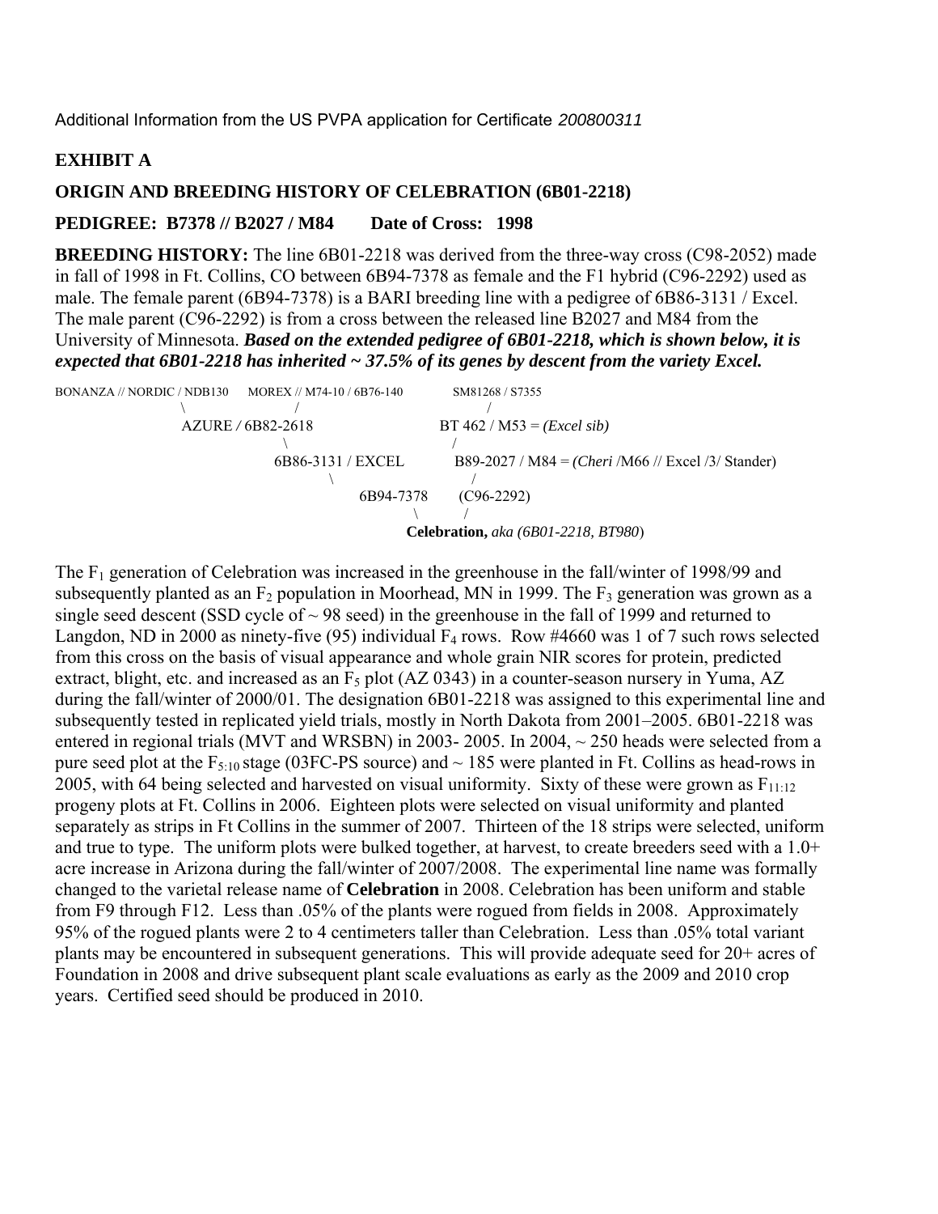Additional Information from the US PVPA application for Certificate *200800311*

## EXHIBIT A

## ORIGIN AND BREEDING HISTORY OF CELEBRATION (6B01-2218)

**PEDIGREE: B7378 // B2027 / M84 Date of Cross: 1998**

**BREEDING HISTORY:** The line 6B01-2218 was derived from the three-way cross (C98-2052) made in fall of 1998 in Ft. Collins, CO between 6B94-7378 as female and the F1 hybrid (C96-2292) used as male. The female parent (6B94-7378) is a BARI breeding line with a pedigree of 6B86-3131 / Excel. The male parent (C96-2292) is from a cross between the released line B2027 and M84 from the University of Minnesota. ***Based on the extended pedigree of 6B01-2218, which is shown below, it is expected that 6B01-2218 has inherited ~ 37.5% of its genes by descent from the variety Excel.***

```
BONANZA // NORDIC / NDB130      MOREX // M74-10 / 6B76-140          SM81268 / S7355
                  \                  /                                   /
                    AZURE / 6B82-2618                       BT 462 / M53 = (Excel sib)
                               \                                  /
                          6B86-3131 / EXCEL          B89-2027 / M84 = (Cheri /M66 // Excel /3/ Stander)
                                   \                              /
                                        6B94-7378         (C96-2292)
                                                    \          /
                                        Celebration, aka (6B01-2218, BT980)
```

The $F_1$ generation of Celebration was increased in the greenhouse in the fall/winter of 1998/99 and subsequently planted as an $F_2$ population in Moorhead, MN in 1999. The $F_3$ generation was grown as a single seed descent (SSD cycle of ~ 98 seed) in the greenhouse in the fall of 1999 and returned to Langdon, ND in 2000 as ninety-five (95) individual $F_4$ rows. Row #4660 was 1 of 7 such rows selected from this cross on the basis of visual appearance and whole grain NIR scores for protein, predicted extract, blight, etc. and increased as an $F_5$ plot (AZ 0343) in a counter-season nursery in Yuma, AZ during the fall/winter of 2000/01. The designation 6B01-2218 was assigned to this experimental line and subsequently tested in replicated yield trials, mostly in North Dakota from 2001–2005. 6B01-2218 was entered in regional trials (MVT and WRSBN) in 2003- 2005. In 2004, ~ 250 heads were selected from a pure seed plot at the $F_{5:10}$ stage (03FC-PS source) and ~ 185 were planted in Ft. Collins as head-rows in 2005, with 64 being selected and harvested on visual uniformity. Sixty of these were grown as $F_{11:12}$ progeny plots at Ft. Collins in 2006. Eighteen plots were selected on visual uniformity and planted separately as strips in Ft Collins in the summer of 2007. Thirteen of the 18 strips were selected, uniform and true to type. The uniform plots were bulked together, at harvest, to create breeders seed with a 1.0+ acre increase in Arizona during the fall/winter of 2007/2008. The experimental line name was formally changed to the varietal release name of **Celebration** in 2008. Celebration has been uniform and stable from F9 through F12. Less than .05% of the plants were rogued from fields in 2008. Approximately 95% of the rogued plants were 2 to 4 centimeters taller than Celebration. Less than .05% total variant plants may be encountered in subsequent generations. This will provide adequate seed for 20+ acres of Foundation in 2008 and drive subsequent plant scale evaluations as early as the 2009 and 2010 crop years. Certified seed should be produced in 2010.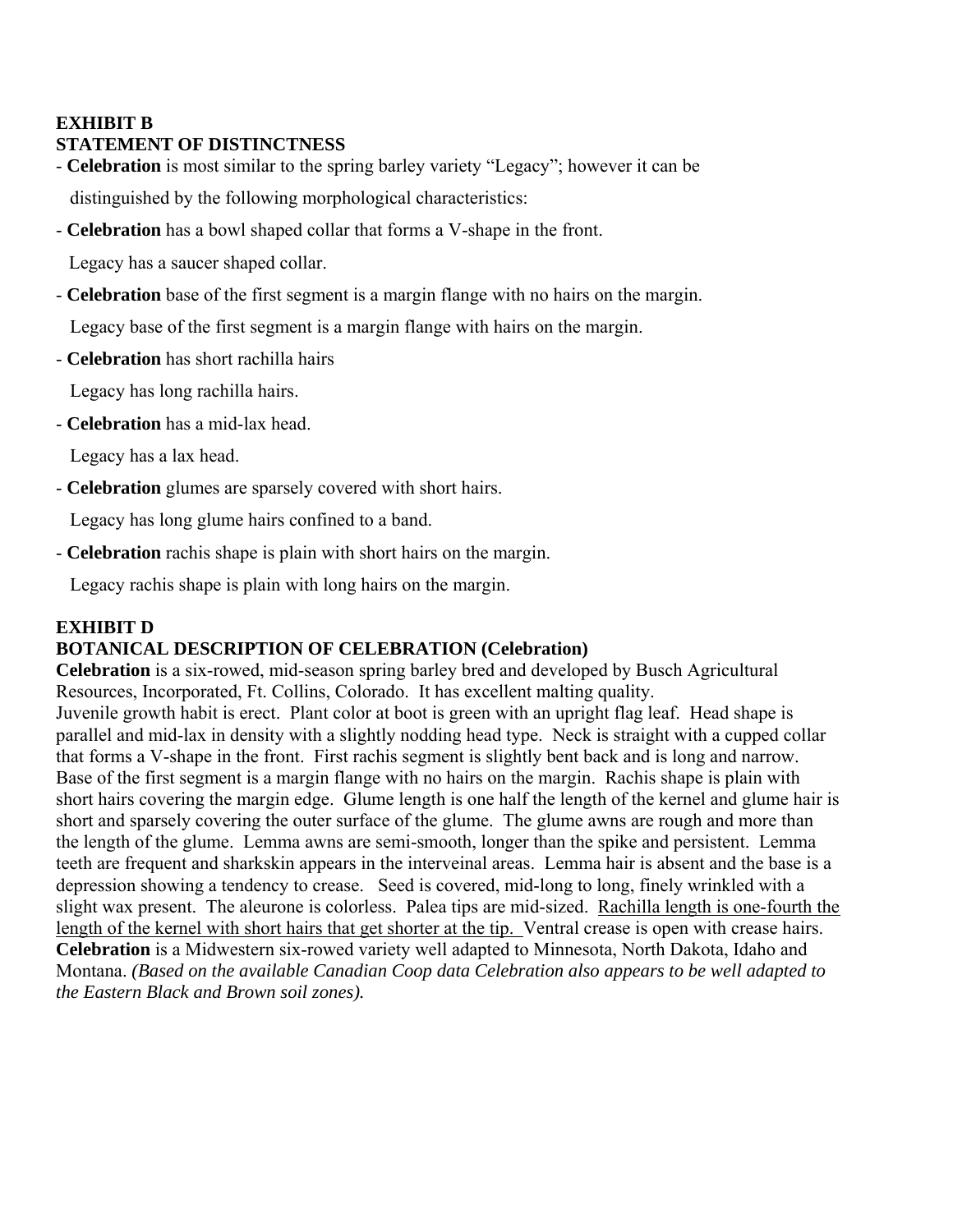**EXHIBIT B**
**STATEMENT OF DISTINCTNESS**

- **Celebration** is most similar to the spring barley variety "Legacy"; however it can be distinguished by the following morphological characteristics:
- **Celebration** has a bowl shaped collar that forms a V-shape in the front.
  Legacy has a saucer shaped collar.
- **Celebration** base of the first segment is a margin flange with no hairs on the margin.
  Legacy base of the first segment is a margin flange with hairs on the margin.
- **Celebration** has short rachilla hairs
  Legacy has long rachilla hairs.
- **Celebration** has a mid-lax head.
  Legacy has a lax head.
- **Celebration** glumes are sparsely covered with short hairs.
  Legacy has long glume hairs confined to a band.
- **Celebration** rachis shape is plain with short hairs on the margin.
  Legacy rachis shape is plain with long hairs on the margin.

**EXHIBIT D**
**BOTANICAL DESCRIPTION OF CELEBRATION (Celebration)**

**Celebration** is a six-rowed, mid-season spring barley bred and developed by Busch Agricultural Resources, Incorporated, Ft. Collins, Colorado. It has excellent malting quality. Juvenile growth habit is erect. Plant color at boot is green with an upright flag leaf. Head shape is parallel and mid-lax in density with a slightly nodding head type. Neck is straight with a cupped collar that forms a V-shape in the front. First rachis segment is slightly bent back and is long and narrow. Base of the first segment is a margin flange with no hairs on the margin. Rachis shape is plain with short hairs covering the margin edge. Glume length is one half the length of the kernel and glume hair is short and sparsely covering the outer surface of the glume. The glume awns are rough and more than the length of the glume. Lemma awns are semi-smooth, longer than the spike and persistent. Lemma teeth are frequent and sharkskin appears in the interveinal areas. Lemma hair is absent and the base is a depression showing a tendency to crease. Seed is covered, mid-long to long, finely wrinkled with a slight wax present. The aleurone is colorless. Palea tips are mid-sized. <u>Rachilla length is one-fourth the length of the kernel with short hairs that get shorter at the tip.</u> Ventral crease is open with crease hairs. **Celebration** is a Midwestern six-rowed variety well adapted to Minnesota, North Dakota, Idaho and Montana. ***(Based on the available Canadian Coop data Celebration also appears to be well adapted to the Eastern Black and Brown soil zones).***